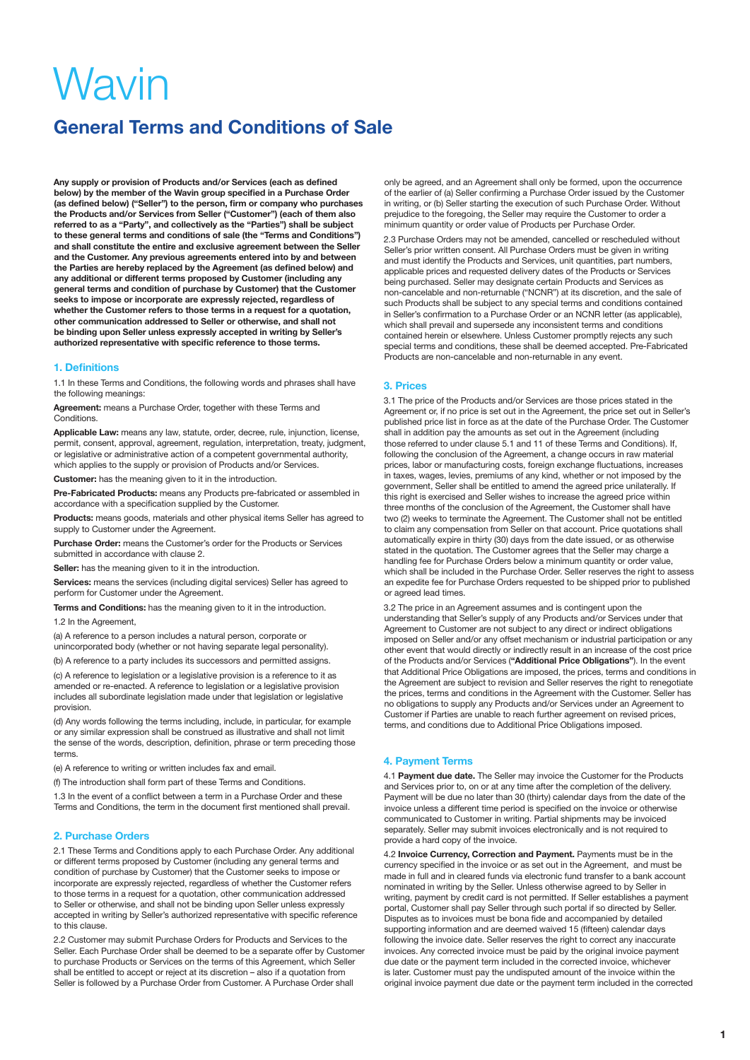# Wavin

## General Terms and Conditions of Sale

**Any supply or provision of Products and/or Services (each as defined below) by the member of the Wavin group specified in a Purchase Order (as defined below) ("Seller") to the person, firm or company who purchases the Products and/or Services from Seller ("Customer") (each of them also referred to as a "Party", and collectively as the "Parties") shall be subject to these general terms and conditions of sale (the "Terms and Conditions") and shall constitute the entire and exclusive agreement between the Seller and the Customer. Any previous agreements entered into by and between the Parties are hereby replaced by the Agreement (as defined below) and any additional or different terms proposed by Customer (including any general terms and condition of purchase by Customer) that the Customer seeks to impose or incorporate are expressly rejected, regardless of whether the Customer refers to those terms in a request for a quotation, other communication addressed to Seller or otherwise, and shall not be binding upon Seller unless expressly accepted in writing by Seller's authorized representative with specific reference to those terms.**

### 1. Definitions

1.1 In these Terms and Conditions, the following words and phrases shall have the following meanings:

**Agreement:** means a Purchase Order, together with these Terms and Conditions.

**Applicable Law:** means any law, statute, order, decree, rule, injunction, license, permit, consent, approval, agreement, regulation, interpretation, treaty, judgment, or legislative or administrative action of a competent governmental authority, which applies to the supply or provision of Products and/or Services.

**Customer:** has the meaning given to it in the introduction.

**Pre-Fabricated Products:** means any Products pre-fabricated or assembled in accordance with a specification supplied by the Customer.

**Products:** means goods, materials and other physical items Seller has agreed to supply to Customer under the Agreement.

**Purchase Order:** means the Customer's order for the Products or Services submitted in accordance with clause 2.

**Seller:** has the meaning given to it in the introduction.

**Services:** means the services (including digital services) Seller has agreed to perform for Customer under the Agreement.

**Terms and Conditions:** has the meaning given to it in the introduction.

1.2 In the Agreement,

(a) A reference to a person includes a natural person, corporate or unincorporated body (whether or not having separate legal personality).

(b) A reference to a party includes its successors and permitted assigns.

(c) A reference to legislation or a legislative provision is a reference to it as amended or re-enacted. A reference to legislation or a legislative provision includes all subordinate legislation made under that legislation or legislative provision.

(d) Any words following the terms including, include, in particular, for example or any similar expression shall be construed as illustrative and shall not limit the sense of the words, description, definition, phrase or term preceding those terms.

(e) A reference to writing or written includes fax and email.

(f) The introduction shall form part of these Terms and Conditions.

1.3 In the event of a conflict between a term in a Purchase Order and these Terms and Conditions, the term in the document first mentioned shall prevail.

### 2. Purchase Orders

2.1 These Terms and Conditions apply to each Purchase Order. Any additional or different terms proposed by Customer (including any general terms and condition of purchase by Customer) that the Customer seeks to impose or incorporate are expressly rejected, regardless of whether the Customer refers to those terms in a request for a quotation, other communication addressed to Seller or otherwise, and shall not be binding upon Seller unless expressly accepted in writing by Seller's authorized representative with specific reference to this clause.

2.2 Customer may submit Purchase Orders for Products and Services to the Seller. Each Purchase Order shall be deemed to be a separate offer by Customer to purchase Products or Services on the terms of this Agreement, which Seller shall be entitled to accept or reject at its discretion – also if a quotation from Seller is followed by a Purchase Order from Customer. A Purchase Order shall only be agreed, and an Agreement shall only be formed, upon the occurrence of the earlier of (a) Seller confirming a Purchase Order issued by the Customer in writing, or (b) Seller starting the execution of such Purchase Order. Without prejudice to the foregoing, the Seller may require the Customer to order a minimum quantity or order value of Products per Purchase Order.

2.3 Purchase Orders may not be amended, cancelled or rescheduled without Seller's prior written consent. All Purchase Orders must be given in writing and must identify the Products and Services, unit quantities, part numbers, applicable prices and requested delivery dates of the Products or Services being purchased. Seller may designate certain Products and Services as non-cancelable and non-returnable ("NCNR") at its discretion, and the sale of such Products shall be subject to any special terms and conditions contained in Seller's confirmation to a Purchase Order or an NCNR letter (as applicable), which shall prevail and supersede any inconsistent terms and conditions contained herein or elsewhere. Unless Customer promptly rejects any such special terms and conditions, these shall be deemed accepted. Pre-Fabricated Products are non-cancelable and non-returnable in any event.

### 3. Prices

3.1 The price of the Products and/or Services are those prices stated in the Agreement or, if no price is set out in the Agreement, the price set out in Seller's published price list in force as at the date of the Purchase Order. The Customer shall in addition pay the amounts as set out in the Agreement (including those referred to under clause 5.1 and 11 of these Terms and Conditions). If, following the conclusion of the Agreement, a change occurs in raw material prices, labor or manufacturing costs, foreign exchange fluctuations, increases in taxes, wages, levies, premiums of any kind, whether or not imposed by the government, Seller shall be entitled to amend the agreed price unilaterally. If this right is exercised and Seller wishes to increase the agreed price within three months of the conclusion of the Agreement, the Customer shall have two (2) weeks to terminate the Agreement. The Customer shall not be entitled to claim any compensation from Seller on that account. Price quotations shall automatically expire in thirty (30) days from the date issued, or as otherwise stated in the quotation. The Customer agrees that the Seller may charge a handling fee for Purchase Orders below a minimum quantity or order value, which shall be included in the Purchase Order. Seller reserves the right to assess an expedite fee for Purchase Orders requested to be shipped prior to published or agreed lead times.

3.2 The price in an Agreement assumes and is contingent upon the understanding that Seller's supply of any Products and/or Services under that Agreement to Customer are not subject to any direct or indirect obligations imposed on Seller and/or any offset mechanism or industrial participation or any other event that would directly or indirectly result in an increase of the cost price of the Products and/or Services (**"Additional Price Obligations"**). In the event that Additional Price Obligations are imposed, the prices, terms and conditions in the Agreement are subject to revision and Seller reserves the right to renegotiate the prices, terms and conditions in the Agreement with the Customer. Seller has no obligations to supply any Products and/or Services under an Agreement to Customer if Parties are unable to reach further agreement on revised prices, terms, and conditions due to Additional Price Obligations imposed.

### 4. Payment Terms

4.1 **Payment due date.** The Seller may invoice the Customer for the Products and Services prior to, on or at any time after the completion of the delivery. Payment will be due no later than 30 (thirty) calendar days from the date of the invoice unless a different time period is specified on the invoice or otherwise communicated to Customer in writing. Partial shipments may be invoiced separately. Seller may submit invoices electronically and is not required to provide a hard copy of the invoice.

4.2 **Invoice Currency, Correction and Payment.** Payments must be in the currency specified in the invoice or as set out in the Agreement, and must be made in full and in cleared funds via electronic fund transfer to a bank account nominated in writing by the Seller. Unless otherwise agreed to by Seller in writing, payment by credit card is not permitted. If Seller establishes a payment portal, Customer shall pay Seller through such portal if so directed by Seller. Disputes as to invoices must be bona fide and accompanied by detailed supporting information and are deemed waived 15 (fifteen) calendar days following the invoice date. Seller reserves the right to correct any inaccurate invoices. Any corrected invoice must be paid by the original invoice payment due date or the payment term included in the corrected invoice, whichever is later. Customer must pay the undisputed amount of the invoice within the original invoice payment due date or the payment term included in the corrected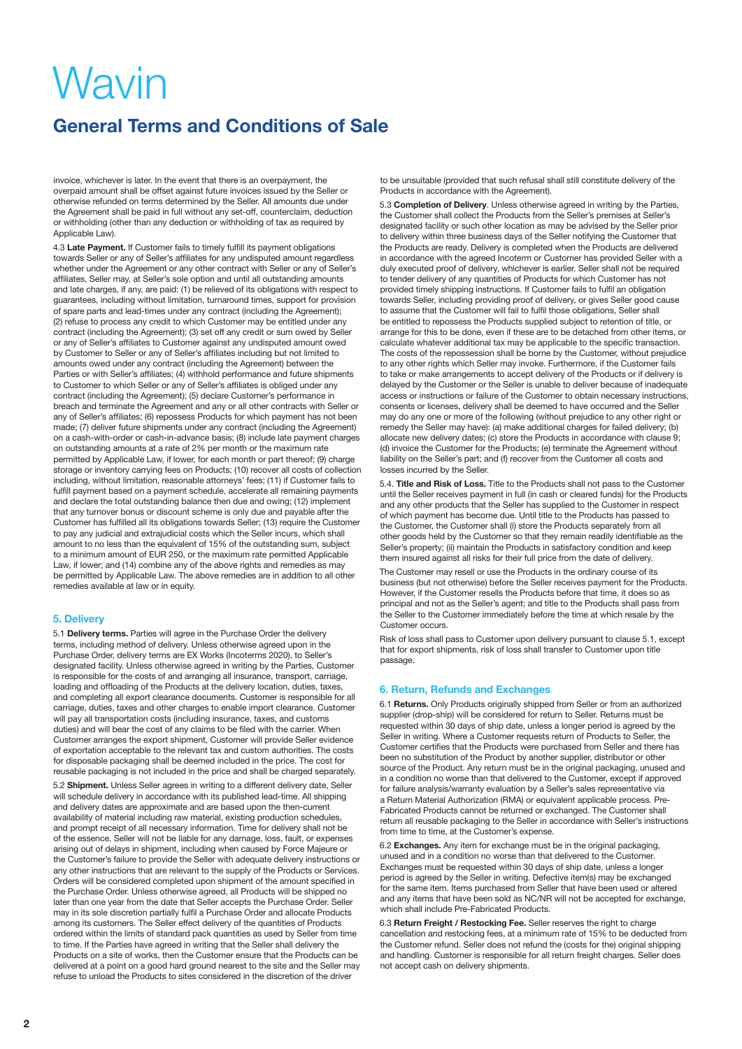# Wavin

## General Terms and Conditions of Sale

invoice, whichever is later. In the event that there is an overpayment, the overpaid amount shall be offset against future invoices issued by the Seller or otherwise refunded on terms determined by the Seller. All amounts due under the Agreement shall be paid in full without any set-off, counterclaim, deduction or withholding (other than any deduction or withholding of tax as required by Applicable Law).

4.3 **Late Payment.** If Customer fails to timely fulfill its payment obligations towards Seller or any of Seller's affiliates for any undisputed amount regardless whether under the Agreement or any other contract with Seller or any of Seller's affiliates, Seller may, at Seller's sole option and until all outstanding amounts and late charges, if any, are paid: (1) be relieved of its obligations with respect to guarantees, including without limitation, turnaround times, support for provision of spare parts and lead-times under any contract (including the Agreement); (2) refuse to process any credit to which Customer may be entitled under any contract (including the Agreement); (3) set off any credit or sum owed by Seller or any of Seller's affiliates to Customer against any undisputed amount owed by Customer to Seller or any of Seller's affiliates including but not limited to amounts owed under any contract (including the Agreement) between the Parties or with Seller's affiliates; (4) withhold performance and future shipments to Customer to which Seller or any of Seller's affiliates is obliged under any contract (including the Agreement); (5) declare Customer's performance in breach and terminate the Agreement and any or all other contracts with Seller or any of Seller's affiliates; (6) repossess Products for which payment has not been made; (7) deliver future shipments under any contract (including the Agreement) on a cash-with-order or cash-in-advance basis; (8) include late payment charges on outstanding amounts at a rate of 2% per month or the maximum rate permitted by Applicable Law, if lower, for each month or part thereof; (9) charge storage or inventory carrying fees on Products; (10) recover all costs of collection including, without limitation, reasonable attorneys' fees; (11) if Customer fails to fulfill payment based on a payment schedule, accelerate all remaining payments and declare the total outstanding balance then due and owing; (12) implement that any turnover bonus or discount scheme is only due and payable after the Customer has fulfilled all its obligations towards Seller; (13) require the Customer to pay any judicial and extrajudicial costs which the Seller incurs, which shall amount to no less than the equivalent of 15% of the outstanding sum, subject to a minimum amount of EUR 250, or the maximum rate permitted Applicable Law, if lower; and (14) combine any of the above rights and remedies as may be permitted by Applicable Law. The above remedies are in addition to all other remedies available at law or in equity.

### 5. Delivery

5.1 **Delivery terms.** Parties will agree in the Purchase Order the delivery terms, including method of delivery. Unless otherwise agreed upon in the Purchase Order, delivery terms are EX Works (Incoterms 2020), to Seller's designated facility. Unless otherwise agreed in writing by the Parties, Customer is responsible for the costs of and arranging all insurance, transport, carriage, loading and offloading of the Products at the delivery location, duties, taxes, and completing all export clearance documents. Customer is responsible for all carriage, duties, taxes and other charges to enable import clearance. Customer will pay all transportation costs (including insurance, taxes, and customs duties) and will bear the cost of any claims to be filed with the carrier. When Customer arranges the export shipment, Customer will provide Seller evidence of exportation acceptable to the relevant tax and custom authorities. The costs for disposable packaging shall be deemed included in the price. The cost for reusable packaging is not included in the price and shall be charged separately.

5.2 **Shipment.** Unless Seller agrees in writing to a different delivery date, Seller will schedule delivery in accordance with its published lead-time. All shipping and delivery dates are approximate and are based upon the then-current availability of material including raw material, existing production schedules, and prompt receipt of all necessary information. Time for delivery shall not be of the essence. Seller will not be liable for any damage, loss, fault, or expenses arising out of delays in shipment, including when caused by Force Majeure or the Customer's failure to provide the Seller with adequate delivery instructions or any other instructions that are relevant to the supply of the Products or Services. Orders will be considered completed upon shipment of the amount specified in the Purchase Order. Unless otherwise agreed, all Products will be shipped no later than one year from the date that Seller accepts the Purchase Order. Seller may in its sole discretion partially fulfil a Purchase Order and allocate Products among its customers. The Seller effect delivery of the quantities of Products ordered within the limits of standard pack quantities as used by Seller from time to time. If the Parties have agreed in writing that the Seller shall delivery the Products on a site of works, then the Customer ensure that the Products can be delivered at a point on a good hard ground nearest to the site and the Seller may refuse to unload the Products to sites considered in the discretion of the driver to be unsuitable (provided that such refusal shall still constitute delivery of the Products in accordance with the Agreement).

5.3 **Completion of Delivery**. Unless otherwise agreed in writing by the Parties, the Customer shall collect the Products from the Seller's premises at Seller's designated facility or such other location as may be advised by the Seller prior to delivery within three business days of the Seller notifying the Customer that the Products are ready. Delivery is completed when the Products are delivered in accordance with the agreed Incoterm or Customer has provided Seller with a duly executed proof of delivery, whichever is earlier. Seller shall not be required to tender delivery of any quantities of Products for which Customer has not provided timely shipping instructions. If Customer fails to fulfil an obligation towards Seller, including providing proof of delivery, or gives Seller good cause to assume that the Customer will fail to fulfil those obligations, Seller shall be entitled to repossess the Products supplied subject to retention of title, or arrange for this to be done, even if these are to be detached from other items, or calculate whatever additional tax may be applicable to the specific transaction. The costs of the repossession shall be borne by the Customer, without prejudice to any other rights which Seller may invoke. Furthermore, if the Customer fails to take or make arrangements to accept delivery of the Products or if delivery is delayed by the Customer or the Seller is unable to deliver because of inadequate access or instructions or failure of the Customer to obtain necessary instructions, consents or licenses, delivery shall be deemed to have occurred and the Seller may do any one or more of the following (without prejudice to any other right or remedy the Seller may have): (a) make additional charges for failed delivery; (b) allocate new delivery dates; (c) store the Products in accordance with clause 9; (d) invoice the Customer for the Products; (e) terminate the Agreement without liability on the Seller's part; and (f) recover from the Customer all costs and losses incurred by the Seller.

5.4. **Title and Risk of Loss.** Title to the Products shall not pass to the Customer until the Seller receives payment in full (in cash or cleared funds) for the Products and any other products that the Seller has supplied to the Customer in respect of which payment has become due. Until title to the Products has passed to the Customer, the Customer shall (i) store the Products separately from all other goods held by the Customer so that they remain readily identifiable as the Seller's property; (ii) maintain the Products in satisfactory condition and keep them insured against all risks for their full price from the date of delivery.

The Customer may resell or use the Products in the ordinary course of its business (but not otherwise) before the Seller receives payment for the Products. However, if the Customer resells the Products before that time, it does so as principal and not as the Seller's agent; and title to the Products shall pass from the Seller to the Customer immediately before the time at which resale by the Customer occurs.

Risk of loss shall pass to Customer upon delivery pursuant to clause 5.1, except that for export shipments, risk of loss shall transfer to Customer upon title passage.

### 6. Return, Refunds and Exchanges

6.1 **Returns.** Only Products originally shipped from Seller or from an authorized supplier (drop-ship) will be considered for return to Seller. Returns must be requested within 30 days of ship date, unless a longer period is agreed by the Seller in writing. Where a Customer requests return of Products to Seller, the Customer certifies that the Products were purchased from Seller and there has been no substitution of the Product by another supplier, distributor or other source of the Product. Any return must be in the original packaging, unused and in a condition no worse than that delivered to the Customer, except if approved for failure analysis/warranty evaluation by a Seller's sales representative via a Return Material Authorization (RMA) or equivalent applicable process. Pre-Fabricated Products cannot be returned or exchanged. The Customer shall return all reusable packaging to the Seller in accordance with Seller's instructions from time to time, at the Customer's expense.

6.2 **Exchanges.** Any item for exchange must be in the original packaging, unused and in a condition no worse than that delivered to the Customer. Exchanges must be requested within 30 days of ship date, unless a longer period is agreed by the Seller in writing. Defective item(s) may be exchanged for the same item. Items purchased from Seller that have been used or altered and any items that have been sold as NC/NR will not be accepted for exchange, which shall include Pre-Fabricated Products.

6.3 **Return Freight / Restocking Fee.** Seller reserves the right to charge cancellation and restocking fees, at a minimum rate of 15% to be deducted from the Customer refund. Seller does not refund the (costs for the) original shipping and handling. Customer is responsible for all return freight charges. Seller does not accept cash on delivery shipments.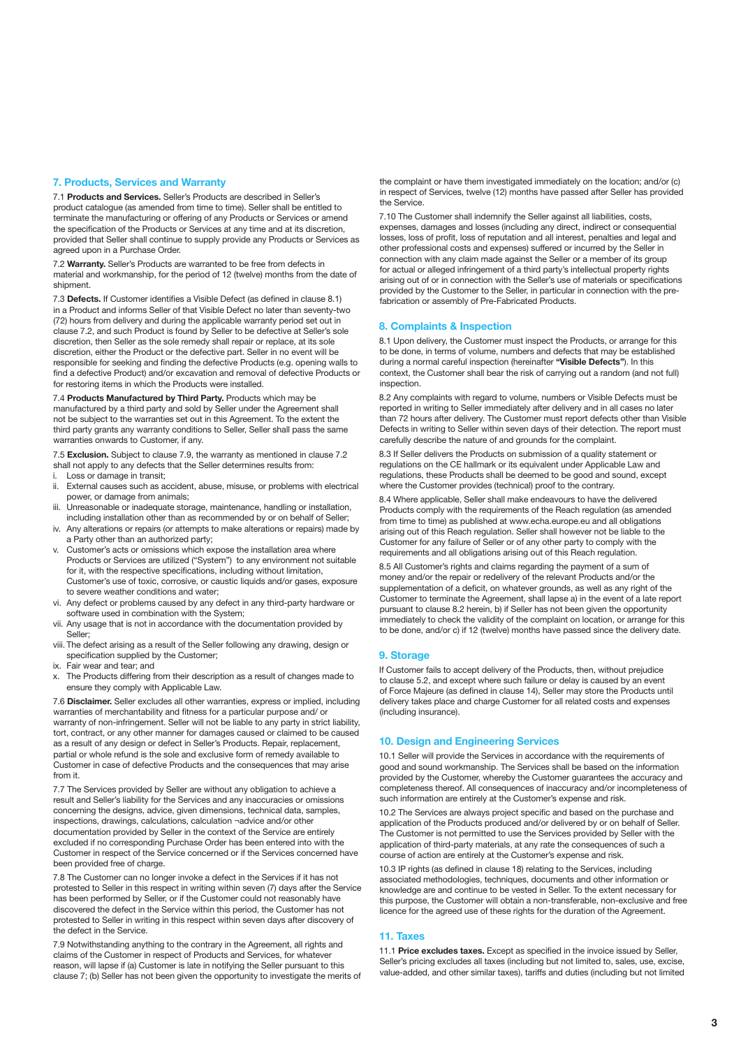## 7. Products, Services and Warranty

7.1 **Products and Services.** Seller's Products are described in Seller's product catalogue (as amended from time to time). Seller shall be entitled to terminate the manufacturing or offering of any Products or Services or amend the specification of the Products or Services at any time and at its discretion, provided that Seller shall continue to supply provide any Products or Services as agreed upon in a Purchase Order.

7.2 **Warranty.** Seller's Products are warranted to be free from defects in material and workmanship, for the period of 12 (twelve) months from the date of shipment.

7.3 **Defects.** If Customer identifies a Visible Defect (as defined in clause 8.1) in a Product and informs Seller of that Visible Defect no later than seventy-two (72) hours from delivery and during the applicable warranty period set out in clause 7.2, and such Product is found by Seller to be defective at Seller's sole discretion, then Seller as the sole remedy shall repair or replace, at its sole discretion, either the Product or the defective part. Seller in no event will be responsible for seeking and finding the defective Products (e.g. opening walls to find a defective Product) and/or excavation and removal of defective Products or for restoring items in which the Products were installed.

7.4 **Products Manufactured by Third Party.** Products which may be manufactured by a third party and sold by Seller under the Agreement shall not be subject to the warranties set out in this Agreement. To the extent the third party grants any warranty conditions to Seller, Seller shall pass the same warranties onwards to Customer, if any.

7.5 **Exclusion.** Subject to clause 7.9, the warranty as mentioned in clause 7.2 shall not apply to any defects that the Seller determines results from:

i. Loss or damage in transit;
ii. External causes such as accident, abuse, misuse, or problems with electrical power, or damage from animals;
iii. Unreasonable or inadequate storage, maintenance, handling or installation, including installation other than as recommended by or on behalf of Seller;
iv. Any alterations or repairs (or attempts to make alterations or repairs) made by a Party other than an authorized party;
v. Customer's acts or omissions which expose the installation area where Products or Services are utilized ("System") to any environment not suitable for it, with the respective specifications, including without limitation, Customer's use of toxic, corrosive, or caustic liquids and/or gases, exposure to severe weather conditions and water;
vi. Any defect or problems caused by any defect in any third-party hardware or software used in combination with the System;
vii. Any usage that is not in accordance with the documentation provided by Seller;
viii. The defect arising as a result of the Seller following any drawing, design or specification supplied by the Customer;
ix. Fair wear and tear; and
x. The Products differing from their description as a result of changes made to ensure they comply with Applicable Law.

7.6 **Disclaimer.** Seller excludes all other warranties, express or implied, including warranties of merchantability and fitness for a particular purpose and/ or warranty of non-infringement. Seller will not be liable to any party in strict liability, tort, contract, or any other manner for damages caused or claimed to be caused as a result of any design or defect in Seller's Products. Repair, replacement, partial or whole refund is the sole and exclusive form of remedy available to Customer in case of defective Products and the consequences that may arise from it.

7.7 The Services provided by Seller are without any obligation to achieve a result and Seller's liability for the Services and any inaccuracies or omissions concerning the designs, advice, given dimensions, technical data, samples, inspections, drawings, calculations, calculation ¬advice and/or other documentation provided by Seller in the context of the Service are entirely excluded if no corresponding Purchase Order has been entered into with the Customer in respect of the Service concerned or if the Services concerned have been provided free of charge.

7.8 The Customer can no longer invoke a defect in the Services if it has not protested to Seller in this respect in writing within seven (7) days after the Service has been performed by Seller, or if the Customer could not reasonably have discovered the defect in the Service within this period, the Customer has not protested to Seller in writing in this respect within seven days after discovery of the defect in the Service.

7.9 Notwithstanding anything to the contrary in the Agreement, all rights and claims of the Customer in respect of Products and Services, for whatever reason, will lapse if (a) Customer is late in notifying the Seller pursuant to this clause 7; (b) Seller has not been given the opportunity to investigate the merits of the complaint or have them investigated immediately on the location; and/or (c) in respect of Services, twelve (12) months have passed after Seller has provided the Service.

7.10 The Customer shall indemnify the Seller against all liabilities, costs, expenses, damages and losses (including any direct, indirect or consequential losses, loss of profit, loss of reputation and all interest, penalties and legal and other professional costs and expenses) suffered or incurred by the Seller in connection with any claim made against the Seller or a member of its group for actual or alleged infringement of a third party's intellectual property rights arising out of or in connection with the Seller's use of materials or specifications provided by the Customer to the Seller, in particular in connection with the pre-fabrication or assembly of Pre-Fabricated Products.

## 8. Complaints & Inspection

8.1 Upon delivery, the Customer must inspect the Products, or arrange for this to be done, in terms of volume, numbers and defects that may be established during a normal careful inspection (hereinafter **"Visible Defects"**). In this context, the Customer shall bear the risk of carrying out a random (and not full) inspection.

8.2 Any complaints with regard to volume, numbers or Visible Defects must be reported in writing to Seller immediately after delivery and in all cases no later than 72 hours after delivery. The Customer must report defects other than Visible Defects in writing to Seller within seven days of their detection. The report must carefully describe the nature of and grounds for the complaint.

8.3 If Seller delivers the Products on submission of a quality statement or regulations on the CE hallmark or its equivalent under Applicable Law and regulations, these Products shall be deemed to be good and sound, except where the Customer provides (technical) proof to the contrary.

8.4 Where applicable, Seller shall make endeavours to have the delivered Products comply with the requirements of the Reach regulation (as amended from time to time) as published at www.echa.europe.eu and all obligations arising out of this Reach regulation. Seller shall however not be liable to the Customer for any failure of Seller or of any other party to comply with the requirements and all obligations arising out of this Reach regulation.

8.5 All Customer's rights and claims regarding the payment of a sum of money and/or the repair or redelivery of the relevant Products and/or the supplementation of a deficit, on whatever grounds, as well as any right of the Customer to terminate the Agreement, shall lapse a) in the event of a late report pursuant to clause 8.2 herein, b) if Seller has not been given the opportunity immediately to check the validity of the complaint on location, or arrange for this to be done, and/or c) if 12 (twelve) months have passed since the delivery date.

## 9. Storage

If Customer fails to accept delivery of the Products, then, without prejudice to clause 5.2, and except where such failure or delay is caused by an event of Force Majeure (as defined in clause 14), Seller may store the Products until delivery takes place and charge Customer for all related costs and expenses (including insurance).

## 10. Design and Engineering Services

10.1 Seller will provide the Services in accordance with the requirements of good and sound workmanship. The Services shall be based on the information provided by the Customer, whereby the Customer guarantees the accuracy and completeness thereof. All consequences of inaccuracy and/or incompleteness of such information are entirely at the Customer's expense and risk.

10.2 The Services are always project specific and based on the purchase and application of the Products produced and/or delivered by or on behalf of Seller. The Customer is not permitted to use the Services provided by Seller with the application of third-party materials, at any rate the consequences of such a course of action are entirely at the Customer's expense and risk.

10.3 IP rights (as defined in clause 18) relating to the Services, including associated methodologies, techniques, documents and other information or knowledge are and continue to be vested in Seller. To the extent necessary for this purpose, the Customer will obtain a non-transferable, non-exclusive and free licence for the agreed use of these rights for the duration of the Agreement.

## 11. Taxes

11.1 **Price excludes taxes.** Except as specified in the invoice issued by Seller, Seller's pricing excludes all taxes (including but not limited to, sales, use, excise, value-added, and other similar taxes), tariffs and duties (including but not limited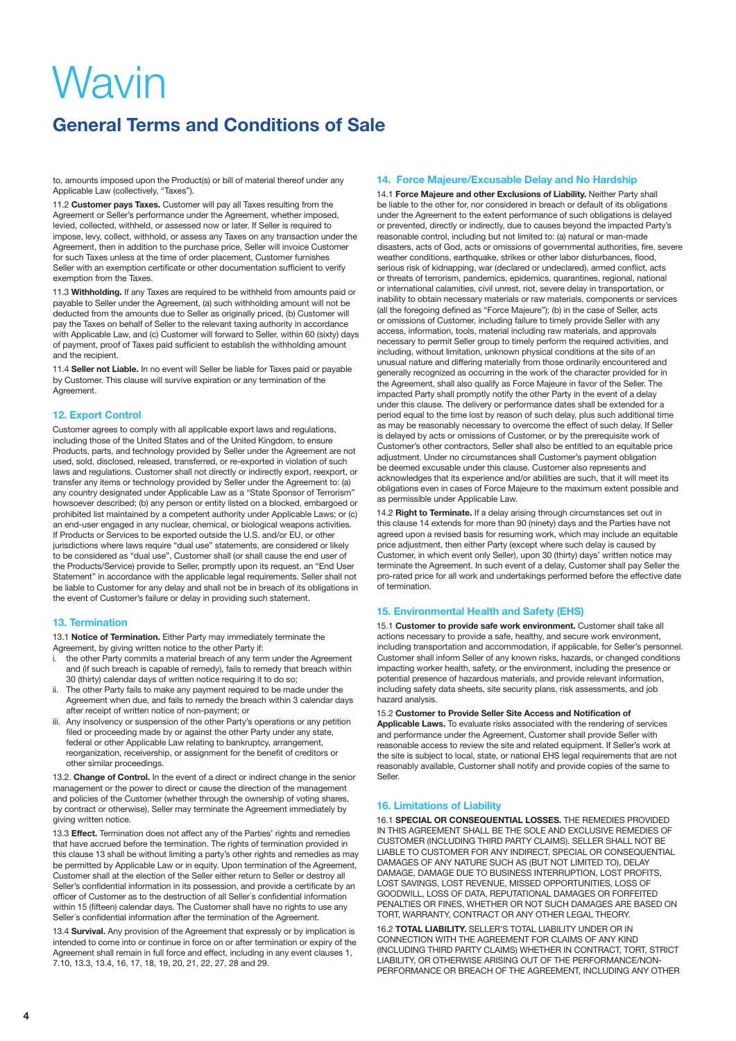to, amounts imposed upon the Product(s) or bill of material thereof under any Applicable Law (collectively, "Taxes").

11.2 **Customer pays Taxes.** Customer will pay all Taxes resulting from the Agreement or Seller's performance under the Agreement, whether imposed, levied, collected, withheld, or assessed now or later. If Seller is required to impose, levy, collect, withhold, or assess any Taxes on any transaction under the Agreement, then in addition to the purchase price, Seller will invoice Customer for such Taxes unless at the time of order placement, Customer furnishes Seller with an exemption certificate or other documentation sufficient to verify exemption from the Taxes.

11.3 **Withholding.** If any Taxes are required to be withheld from amounts paid or payable to Seller under the Agreement, (a) such withholding amount will not be deducted from the amounts due to Seller as originally priced, (b) Customer will pay the Taxes on behalf of Seller to the relevant taxing authority in accordance with Applicable Law, and (c) Customer will forward to Seller, within 60 (sixty) days of payment, proof of Taxes paid sufficient to establish the withholding amount and the recipient.

11.4 **Seller not Liable.** In no event will Seller be liable for Taxes paid or payable by Customer. This clause will survive expiration or any termination of the Agreement.

## 12. Export Control

Customer agrees to comply with all applicable export laws and regulations, including those of the United States and of the United Kingdom, to ensure Products, parts, and technology provided by Seller under the Agreement are not used, sold, disclosed, released, transferred, or re-exported in violation of such laws and regulations. Customer shall not directly or indirectly export, reexport, or transfer any items or technology provided by Seller under the Agreement to: (a) any country designated under Applicable Law as a "State Sponsor of Terrorism" howsoever described; (b) any person or entity listed on a blocked, embargoed or prohibited list maintained by a competent authority under Applicable Laws; or (c) an end-user engaged in any nuclear, chemical, or biological weapons activities. If Products or Services to be exported outside the U.S. and/or EU, or other jurisdictions where laws require "dual use" statements, are considered or likely to be considered as "dual use", Customer shall (or shall cause the end user of the Products/Service) provide to Seller, promptly upon its request, an "End User Statement" in accordance with the applicable legal requirements. Seller shall not be liable to Customer for any delay and shall not be in breach of its obligations in the event of Customer's failure or delay in providing such statement.

## 13. Termination

13.1 **Notice of Termination.** Either Party may immediately terminate the Agreement, by giving written notice to the other Party if:

i. the other Party commits a material breach of any term under the Agreement and (if such breach is capable of remedy), fails to remedy that breach within 30 (thirty) calendar days of written notice requiring it to do so;
ii. The other Party fails to make any payment required to be made under the Agreement when due, and fails to remedy the breach within 3 calendar days after receipt of written notice of non-payment; or
iii. Any insolvency or suspension of the other Party's operations or any petition filed or proceeding made by or against the other Party under any state, federal or other Applicable Law relating to bankruptcy, arrangement, reorganization, receivership, or assignment for the benefit of creditors or other similar proceedings.

13.2. **Change of Control.** In the event of a direct or indirect change in the senior management or the power to direct or cause the direction of the management and policies of the Customer (whether through the ownership of voting shares, by contract or otherwise), Seller may terminate the Agreement immediately by giving written notice.

13.3 **Effect.** Termination does not affect any of the Parties' rights and remedies that have accrued before the termination. The rights of termination provided in this clause 13 shall be without limiting a party's other rights and remedies as may be permitted by Applicable Law or in equity. Upon termination of the Agreement, Customer shall at the election of the Seller either return to Seller or destroy all Seller's confidential information in its possession, and provide a certificate by an officer of Customer as to the destruction of all Seller´s confidential information within 15 (fifteen) calendar days. The Customer shall have no rights to use any Seller´s confidential information after the termination of the Agreement.

13.4 **Survival.** Any provision of the Agreement that expressly or by implication is intended to come into or continue in force on or after termination or expiry of the Agreement shall remain in full force and effect, including in any event clauses 1, 7.10, 13.3, 13.4, 16, 17, 18, 19, 20, 21, 22, 27, 28 and 29.

## 14. Force Majeure/Excusable Delay and No Hardship

14.1 **Force Majeure and other Exclusions of Liability.** Neither Party shall be liable to the other for, nor considered in breach or default of its obligations under the Agreement to the extent performance of such obligations is delayed or prevented, directly or indirectly, due to causes beyond the impacted Party's reasonable control, including but not limited to: (a) natural or man-made disasters, acts of God, acts or omissions of governmental authorities, fire, severe weather conditions, earthquake, strikes or other labor disturbances, flood, serious risk of kidnapping, war (declared or undeclared), armed conflict, acts or threats of terrorism, pandemics, epidemics, quarantines, regional, national or international calamities, civil unrest, riot, severe delay in transportation, or inability to obtain necessary materials or raw materials, components or services (all the foregoing defined as "Force Majeure"); (b) in the case of Seller, acts or omissions of Customer, including failure to timely provide Seller with any access, information, tools, material including raw materials, and approvals necessary to permit Seller group to timely perform the required activities, and including, without limitation, unknown physical conditions at the site of an unusual nature and differing materially from those ordinarily encountered and generally recognized as occurring in the work of the character provided for in the Agreement, shall also qualify as Force Majeure in favor of the Seller. The impacted Party shall promptly notify the other Party in the event of a delay under this clause. The delivery or performance dates shall be extended for a period equal to the time lost by reason of such delay, plus such additional time as may be reasonably necessary to overcome the effect of such delay. If Seller is delayed by acts or omissions of Customer, or by the prerequisite work of Customer's other contractors, Seller shall also be entitled to an equitable price adjustment. Under no circumstances shall Customer's payment obligation be deemed excusable under this clause. Customer also represents and acknowledges that its experience and/or abilities are such, that it will meet its obligations even in cases of Force Majeure to the maximum extent possible and as permissible under Applicable Law.

14.2 **Right to Terminate.** If a delay arising through circumstances set out in this clause 14 extends for more than 90 (ninety) days and the Parties have not agreed upon a revised basis for resuming work, which may include an equitable price adjustment, then either Party (except where such delay is caused by Customer, in which event only Seller), upon 30 (thirty) days' written notice may terminate the Agreement. In such event of a delay, Customer shall pay Seller the pro-rated price for all work and undertakings performed before the effective date of termination.

## 15. Environmental Health and Safety (EHS)

15.1 **Customer to provide safe work environment.** Customer shall take all actions necessary to provide a safe, healthy, and secure work environment, including transportation and accommodation, if applicable, for Seller's personnel. Customer shall inform Seller of any known risks, hazards, or changed conditions impacting worker health, safety, or the environment, including the presence or potential presence of hazardous materials, and provide relevant information, including safety data sheets, site security plans, risk assessments, and job hazard analysis.

15.2 **Customer to Provide Seller Site Access and Notification of Applicable Laws.** To evaluate risks associated with the rendering of services and performance under the Agreement, Customer shall provide Seller with reasonable access to review the site and related equipment. If Seller's work at the site is subject to local, state, or national EHS legal requirements that are not reasonably available, Customer shall notify and provide copies of the same to Seller.

## 16. Limitations of Liability

16.1 **SPECIAL OR CONSEQUENTIAL LOSSES.** THE REMEDIES PROVIDED IN THIS AGREEMENT SHALL BE THE SOLE AND EXCLUSIVE REMEDIES OF CUSTOMER (INCLUDING THIRD PARTY CLAIMS). SELLER SHALL NOT BE LIABLE TO CUSTOMER FOR ANY INDIRECT, SPECIAL OR CONSEQUENTIAL DAMAGES OF ANY NATURE SUCH AS (BUT NOT LIMITED TO), DELAY DAMAGE, DAMAGE DUE TO BUSINESS INTERRUPTION, LOST PROFITS, LOST SAVINGS, LOST REVENUE, MISSED OPPORTUNITIES, LOSS OF GOODWILL, LOSS OF DATA, REPUTATIONAL DAMAGES OR FORFEITED PENALTIES OR FINES, WHETHER OR NOT SUCH DAMAGES ARE BASED ON TORT, WARRANTY, CONTRACT OR ANY OTHER LEGAL THEORY.

16.2 **TOTAL LIABILITY.** SELLER'S TOTAL LIABILITY UNDER OR IN CONNECTION WITH THE AGREEMENT FOR CLAIMS OF ANY KIND (INCLUDING THIRD PARTY CLAIMS) WHETHER IN CONTRACT, TORT, STRICT LIABILITY, OR OTHERWISE ARISING OUT OF THE PERFORMANCE/NON-PERFORMANCE OR BREACH OF THE AGREEMENT, INCLUDING ANY OTHER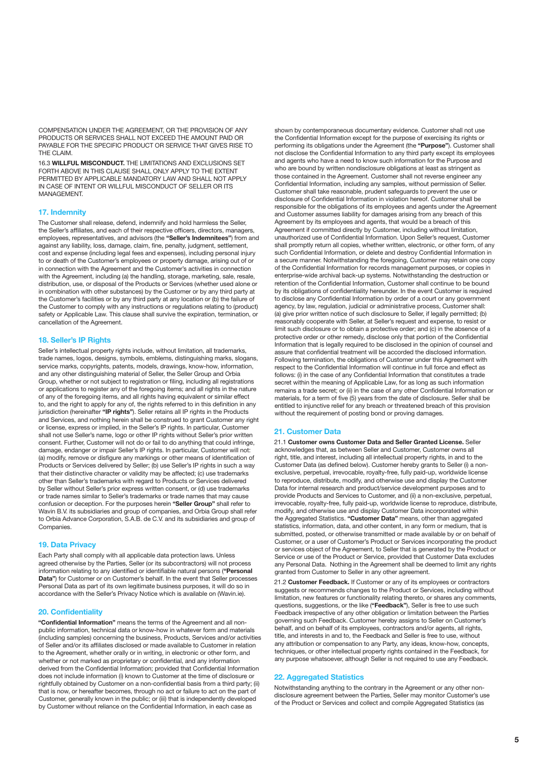COMPENSATION UNDER THE AGREEMENT, OR THE PROVISION OF ANY PRODUCTS OR SERVICES SHALL NOT EXCEED THE AMOUNT PAID OR PAYABLE FOR THE SPECIFIC PRODUCT OR SERVICE THAT GIVES RISE TO THE CLAIM.

16.3 **WILLFUL MISCONDUCT.** THE LIMITATIONS AND EXCLUSIONS SET FORTH ABOVE IN THIS CLAUSE SHALL ONLY APPLY TO THE EXTENT PERMITTED BY APPLICABLE MANDATORY LAW AND SHALL NOT APPLY IN CASE OF INTENT OR WILLFUL MISCONDUCT OF SELLER OR ITS MANAGEMENT.

## 17. Indemnity

The Customer shall release, defend, indemnify and hold harmless the Seller, the Seller's affiliates, and each of their respective officers, directors, managers, employees, representatives, and advisors (the **"Seller's Indemnitees"**) from and against any liability, loss, damage, claim, fine, penalty, judgment, settlement, cost and expense (including legal fees and expenses), including personal injury to or death of the Customer's employees or property damage, arising out of or in connection with the Agreement and the Customer's activities in connection with the Agreement, including (a) the handling, storage, marketing, sale, resale, distribution, use, or disposal of the Products or Services (whether used alone or in combination with other substances) by the Customer or by any third party at the Customer's facilities or by any third party at any location or (b) the failure of the Customer to comply with any instructions or regulations relating to (product) safety or Applicable Law. This clause shall survive the expiration, termination, or cancellation of the Agreement.

## 18. Seller's IP Rights

Seller's intellectual property rights include, without limitation, all trademarks, trade names, logos, designs, symbols, emblems, distinguishing marks, slogans, service marks, copyrights, patents, models, drawings, know-how, information, and any other distinguishing material of Seller, the Seller Group and Orbia Group, whether or not subject to registration or filing, including all registrations or applications to register any of the foregoing items; and all rights in the nature of any of the foregoing items, and all rights having equivalent or similar effect to, and the right to apply for any of, the rights referred to in this definition in any jurisdiction (hereinafter **"IP rights"**). Seller retains all IP rights in the Products and Services, and nothing herein shall be construed to grant Customer any right or license, express or implied, in the Seller's IP rights. In particular, Customer shall not use Seller's name, logo or other IP rights without Seller's prior written consent. Further, Customer will not do or fail to do anything that could infringe, damage, endanger or impair Seller's IP rights. In particular, Customer will not: (a) modify, remove or disfigure any markings or other means of identification of Products or Services delivered by Seller; (b) use Seller's IP rights in such a way that their distinctive character or validity may be affected; (c) use trademarks other than Seller's trademarks with regard to Products or Services delivered by Seller without Seller's prior express written consent, or (d) use trademarks or trade names similar to Seller's trademarks or trade names that may cause confusion or deception. For the purposes herein **"Seller Group"** shall refer to Wavin B.V. its subsidiaries and group of companies, and Orbia Group shall refer to Orbia Advance Corporation, S.A.B. de C.V. and its subsidiaries and group of Companies.

## 19. Data Privacy

Each Party shall comply with all applicable data protection laws. Unless agreed otherwise by the Parties, Seller (or its subcontractors) will not process information relating to any identified or identifiable natural persons (**"Personal Data"**) for Customer or on Customer's behalf. In the event that Seller processes Personal Data as part of its own legitimate business purposes, it will do so in accordance with the Seller's Privacy Notice which is available on (Wavin.ie).

## 20. Confidentiality

**"Confidential Information"** means the terms of the Agreement and all non-public information, technical data or know-how in whatever form and materials (including samples) concerning the business, Products, Services and/or activities of Seller and/or its affiliates disclosed or made available to Customer in relation to the Agreement, whether orally or in writing, in electronic or other form, and whether or not marked as proprietary or confidential, and any information derived from the Confidential Information; provided that Confidential Information does not include information (i) known to Customer at the time of disclosure or rightfully obtained by Customer on a non-confidential basis from a third party; (ii) that is now, or hereafter becomes, through no act or failure to act on the part of Customer, generally known in the public; or (iii) that is independently developed by Customer without reliance on the Confidential Information, in each case as shown by contemporaneous documentary evidence. Customer shall not use the Confidential Information except for the purpose of exercising its rights or performing its obligations under the Agreement (the **"Purpose"**). Customer shall not disclose the Confidential Information to any third party except its employees and agents who have a need to know such information for the Purpose and who are bound by written nondisclosure obligations at least as stringent as those contained in the Agreement. Customer shall not reverse engineer any Confidential Information, including any samples, without permission of Seller. Customer shall take reasonable, prudent safeguards to prevent the use or disclosure of Confidential Information in violation hereof. Customer shall be responsible for the obligations of its employees and agents under the Agreement and Customer assumes liability for damages arising from any breach of this Agreement by its employees and agents, that would be a breach of this Agreement if committed directly by Customer, including without limitation, unauthorized use of Confidential Information. Upon Seller's request, Customer shall promptly return all copies, whether written, electronic, or other form, of any such Confidential Information, or delete and destroy Confidential Information in a secure manner. Notwithstanding the foregoing, Customer may retain one copy of the Confidential Information for records management purposes, or copies in enterprise-wide archival back-up systems. Notwithstanding the destruction or retention of the Confidential Information, Customer shall continue to be bound by its obligations of confidentiality hereunder. In the event Customer is required to disclose any Confidential Information by order of a court or any government agency, by law, regulation, judicial or administrative process, Customer shall: (a) give prior written notice of such disclosure to Seller, if legally permitted; (b) reasonably cooperate with Seller, at Seller's request and expense, to resist or limit such disclosure or to obtain a protective order; and (c) in the absence of a protective order or other remedy, disclose only that portion of the Confidential Information that is legally required to be disclosed in the opinion of counsel and assure that confidential treatment will be accorded the disclosed information. Following termination, the obligations of Customer under this Agreement with respect to the Confidential Information will continue in full force and effect as follows: (i) in the case of any Confidential Information that constitutes a trade secret within the meaning of Applicable Law, for as long as such information remains a trade secret; or (ii) in the case of any other Confidential Information or materials, for a term of five (5) years from the date of disclosure. Seller shall be entitled to injunctive relief for any breach or threatened breach of this provision without the requirement of posting bond or proving damages.

## 21. Customer Data

21.1 **Customer owns Customer Data and Seller Granted License.** Seller acknowledges that, as between Seller and Customer, Customer owns all right, title, and interest, including all intellectual property rights, in and to the Customer Data (as defined below). Customer hereby grants to Seller (i) a non-exclusive, perpetual, irrevocable, royalty-free, fully paid-up, worldwide license to reproduce, distribute, modify, and otherwise use and display the Customer Data for internal research and product/service development purposes and to provide Products and Services to Customer, and (ii) a non-exclusive, perpetual, irrevocable, royalty-free, fully paid-up, worldwide license to reproduce, distribute, modify, and otherwise use and display Customer Data incorporated within the Aggregated Statistics. **"Customer Data"** means, other than aggregated statistics, information, data, and other content, in any form or medium, that is submitted, posted, or otherwise transmitted or made available by or on behalf of Customer, or a user of Customer's Product or Services incorporating the product or services object of the Agreement, to Seller that is generated by the Product or Service or use of the Product or Service, provided that Customer Data excludes any Personal Data. Nothing in the Agreement shall be deemed to limit any rights granted from Customer to Seller in any other agreement.

21.2 **Customer Feedback.** If Customer or any of its employees or contractors suggests or recommends changes to the Product or Services, including without limitation, new features or functionality relating thereto, or shares any comments, questions, suggestions, or the like (**"Feedback"**), Seller is free to use such Feedback irrespective of any other obligation or limitation between the Parties governing such Feedback. Customer hereby assigns to Seller on Customer's behalf, and on behalf of its employees, contractors and/or agents, all rights, title, and interests in and to, the Feedback and Seller is free to use, without any attribution or compensation to any Party, any ideas, know-how, concepts, techniques, or other intellectual property rights contained in the Feedback, for any purpose whatsoever, although Seller is not required to use any Feedback.

## 22. Aggregated Statistics

Notwithstanding anything to the contrary in the Agreement or any other non-disclosure agreement between the Parties, Seller may monitor Customer's use of the Product or Services and collect and compile Aggregated Statistics (as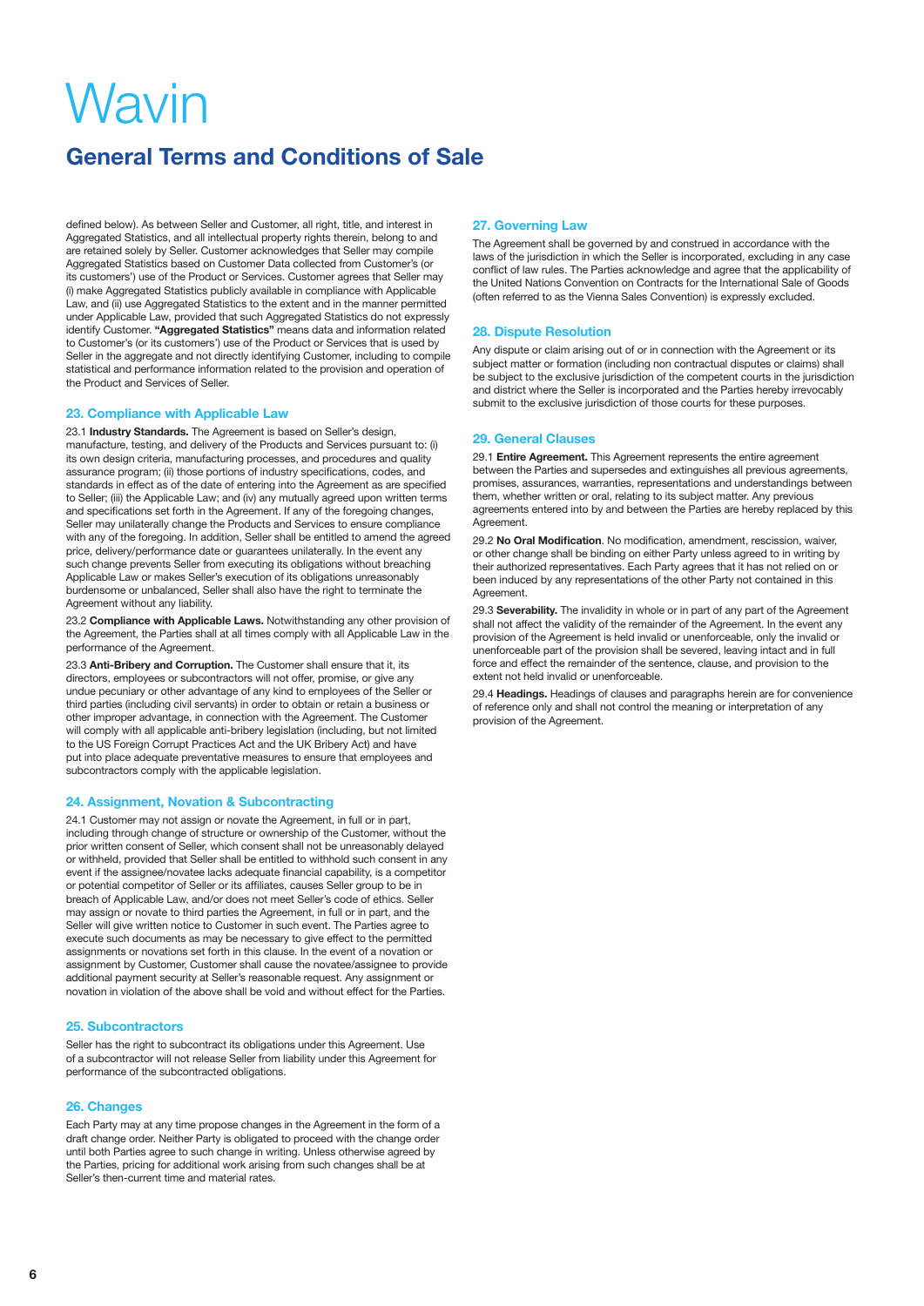# Wavin

## General Terms and Conditions of Sale

defined below). As between Seller and Customer, all right, title, and interest in Aggregated Statistics, and all intellectual property rights therein, belong to and are retained solely by Seller. Customer acknowledges that Seller may compile Aggregated Statistics based on Customer Data collected from Customer's (or its customers') use of the Product or Services. Customer agrees that Seller may (i) make Aggregated Statistics publicly available in compliance with Applicable Law, and (ii) use Aggregated Statistics to the extent and in the manner permitted under Applicable Law, provided that such Aggregated Statistics do not expressly identify Customer. **"Aggregated Statistics"** means data and information related to Customer's (or its customers') use of the Product or Services that is used by Seller in the aggregate and not directly identifying Customer, including to compile statistical and performance information related to the provision and operation of the Product and Services of Seller.

### 23. Compliance with Applicable Law

23.1 **Industry Standards.** The Agreement is based on Seller's design, manufacture, testing, and delivery of the Products and Services pursuant to: (i) its own design criteria, manufacturing processes, and procedures and quality assurance program; (ii) those portions of industry specifications, codes, and standards in effect as of the date of entering into the Agreement as are specified to Seller; (iii) the Applicable Law; and (iv) any mutually agreed upon written terms and specifications set forth in the Agreement. If any of the foregoing changes, Seller may unilaterally change the Products and Services to ensure compliance with any of the foregoing. In addition, Seller shall be entitled to amend the agreed price, delivery/performance date or guarantees unilaterally. In the event any such change prevents Seller from executing its obligations without breaching Applicable Law or makes Seller's execution of its obligations unreasonably burdensome or unbalanced, Seller shall also have the right to terminate the Agreement without any liability.

23.2 **Compliance with Applicable Laws.** Notwithstanding any other provision of the Agreement, the Parties shall at all times comply with all Applicable Law in the performance of the Agreement.

23.3 **Anti-Bribery and Corruption.** The Customer shall ensure that it, its directors, employees or subcontractors will not offer, promise, or give any undue pecuniary or other advantage of any kind to employees of the Seller or third parties (including civil servants) in order to obtain or retain a business or other improper advantage, in connection with the Agreement. The Customer will comply with all applicable anti-bribery legislation (including, but not limited to the US Foreign Corrupt Practices Act and the UK Bribery Act) and have put into place adequate preventative measures to ensure that employees and subcontractors comply with the applicable legislation.

### 24. Assignment, Novation & Subcontracting

24.1 Customer may not assign or novate the Agreement, in full or in part, including through change of structure or ownership of the Customer, without the prior written consent of Seller, which consent shall not be unreasonably delayed or withheld, provided that Seller shall be entitled to withhold such consent in any event if the assignee/novatee lacks adequate financial capability, is a competitor or potential competitor of Seller or its affiliates, causes Seller group to be in breach of Applicable Law, and/or does not meet Seller's code of ethics. Seller may assign or novate to third parties the Agreement, in full or in part, and the Seller will give written notice to Customer in such event. The Parties agree to execute such documents as may be necessary to give effect to the permitted assignments or novations set forth in this clause. In the event of a novation or assignment by Customer, Customer shall cause the novatee/assignee to provide additional payment security at Seller's reasonable request. Any assignment or novation in violation of the above shall be void and without effect for the Parties.

### 25. Subcontractors

Seller has the right to subcontract its obligations under this Agreement. Use of a subcontractor will not release Seller from liability under this Agreement for performance of the subcontracted obligations.

### 26. Changes

Each Party may at any time propose changes in the Agreement in the form of a draft change order. Neither Party is obligated to proceed with the change order until both Parties agree to such change in writing. Unless otherwise agreed by the Parties, pricing for additional work arising from such changes shall be at Seller's then-current time and material rates.

### 27. Governing Law

The Agreement shall be governed by and construed in accordance with the laws of the jurisdiction in which the Seller is incorporated, excluding in any case conflict of law rules. The Parties acknowledge and agree that the applicability of the United Nations Convention on Contracts for the International Sale of Goods (often referred to as the Vienna Sales Convention) is expressly excluded.

### 28. Dispute Resolution

Any dispute or claim arising out of or in connection with the Agreement or its subject matter or formation (including non contractual disputes or claims) shall be subject to the exclusive jurisdiction of the competent courts in the jurisdiction and district where the Seller is incorporated and the Parties hereby irrevocably submit to the exclusive jurisdiction of those courts for these purposes.

### 29. General Clauses

29.1 **Entire Agreement.** This Agreement represents the entire agreement between the Parties and supersedes and extinguishes all previous agreements, promises, assurances, warranties, representations and understandings between them, whether written or oral, relating to its subject matter. Any previous agreements entered into by and between the Parties are hereby replaced by this Agreement.

29.2 **No Oral Modification**. No modification, amendment, rescission, waiver, or other change shall be binding on either Party unless agreed to in writing by their authorized representatives. Each Party agrees that it has not relied on or been induced by any representations of the other Party not contained in this Agreement.

29.3 **Severability.** The invalidity in whole or in part of any part of the Agreement shall not affect the validity of the remainder of the Agreement. In the event any provision of the Agreement is held invalid or unenforceable, only the invalid or unenforceable part of the provision shall be severed, leaving intact and in full force and effect the remainder of the sentence, clause, and provision to the extent not held invalid or unenforceable.

29.4 **Headings.** Headings of clauses and paragraphs herein are for convenience of reference only and shall not control the meaning or interpretation of any provision of the Agreement.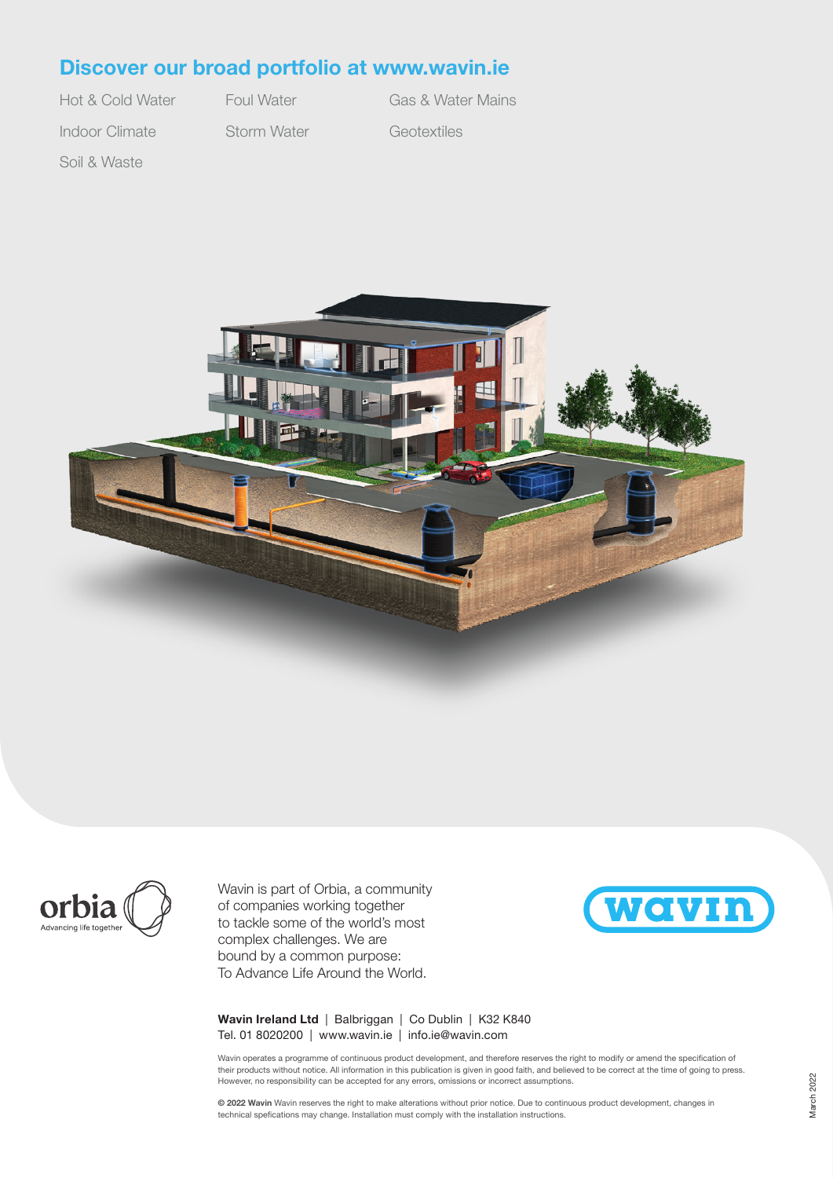## Discover our broad portfolio at www.wavin.ie

- Hot & Cold Water
- Indoor Climate
- Soil & Waste
- Foul Water
- Storm Water
- Gas & Water Mains
- Geotextiles

Wavin is part of Orbia, a community of companies working together to tackle some of the world's most complex challenges. We are bound by a common purpose: To Advance Life Around the World.

**Wavin Ireland Ltd** | Balbriggan | Co Dublin | K32 K840
Tel. 01 8020200 | www.wavin.ie | info.ie@wavin.com

Wavin operates a programme of continuous product development, and therefore reserves the right to modify or amend the specification of their products without notice. All information in this publication is given in good faith, and believed to be correct at the time of going to press. However, no responsibility can be accepted for any errors, omissions or incorrect assumptions.

**© 2022 Wavin** Wavin reserves the right to make alterations without prior notice. Due to continuous product development, changes in technical spefications may change. Installation must comply with the installation instructions.

March 2022